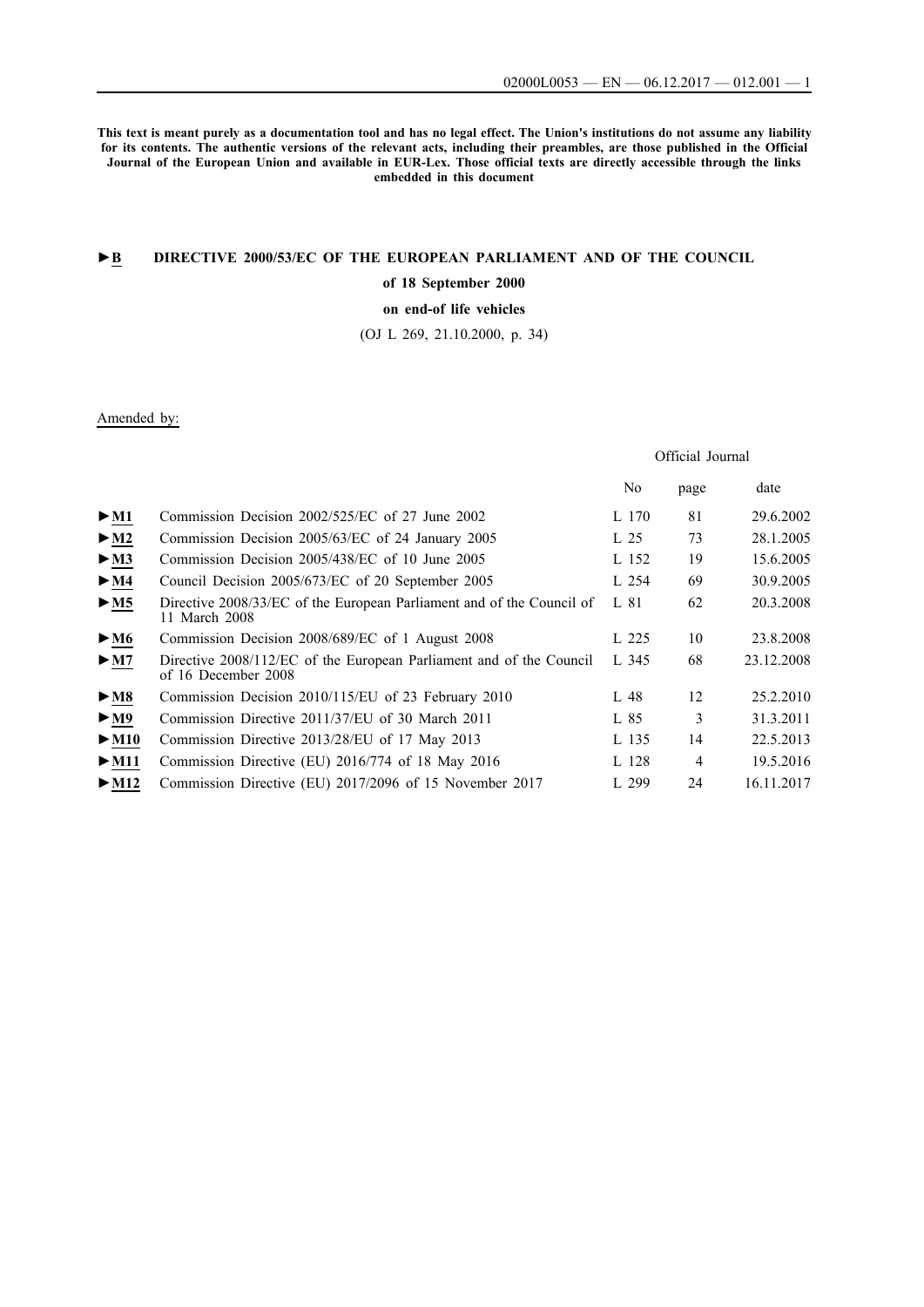**This text is meant purely as a documentation tool and has no legal effect. The Union's institutions do not assume any liability for its contents. The authentic versions of the relevant acts, including their preambles, are those published in the Official Journal of the European Union and available in EUR-Lex. Those official texts are directly accessible through the links embedded in this document**

# ►B DIRECTIVE 2000/53/EC OF THE EUROPEAN PARLIAMENT AND OF THE COUNCIL

## of 18 September 2000

## on end-of life vehicles

(OJ L 269, 21.10.2000, p. 34)

Amended by:

| | | Official Journal | | |
|---|---|---|---|---|
| | | No | page | date |
| ►M1 | Commission Decision 2002/525/EC of 27 June 2002 | L 170 | 81 | 29.6.2002 |
| ►M2 | Commission Decision 2005/63/EC of 24 January 2005 | L 25 | 73 | 28.1.2005 |
| ►M3 | Commission Decision 2005/438/EC of 10 June 2005 | L 152 | 19 | 15.6.2005 |
| ►M4 | Council Decision 2005/673/EC of 20 September 2005 | L 254 | 69 | 30.9.2005 |
| ►M5 | Directive 2008/33/EC of the European Parliament and of the Council of 11 March 2008 | L 81 | 62 | 20.3.2008 |
| ►M6 | Commission Decision 2008/689/EC of 1 August 2008 | L 225 | 10 | 23.8.2008 |
| ►M7 | Directive 2008/112/EC of the European Parliament and of the Council of 16 December 2008 | L 345 | 68 | 23.12.2008 |
| ►M8 | Commission Decision 2010/115/EU of 23 February 2010 | L 48 | 12 | 25.2.2010 |
| ►M9 | Commission Directive 2011/37/EU of 30 March 2011 | L 85 | 3 | 31.3.2011 |
| ►M10 | Commission Directive 2013/28/EU of 17 May 2013 | L 135 | 14 | 22.5.2013 |
| ►M11 | Commission Directive (EU) 2016/774 of 18 May 2016 | L 128 | 4 | 19.5.2016 |
| ►M12 | Commission Directive (EU) 2017/2096 of 15 November 2017 | L 299 | 24 | 16.11.2017 |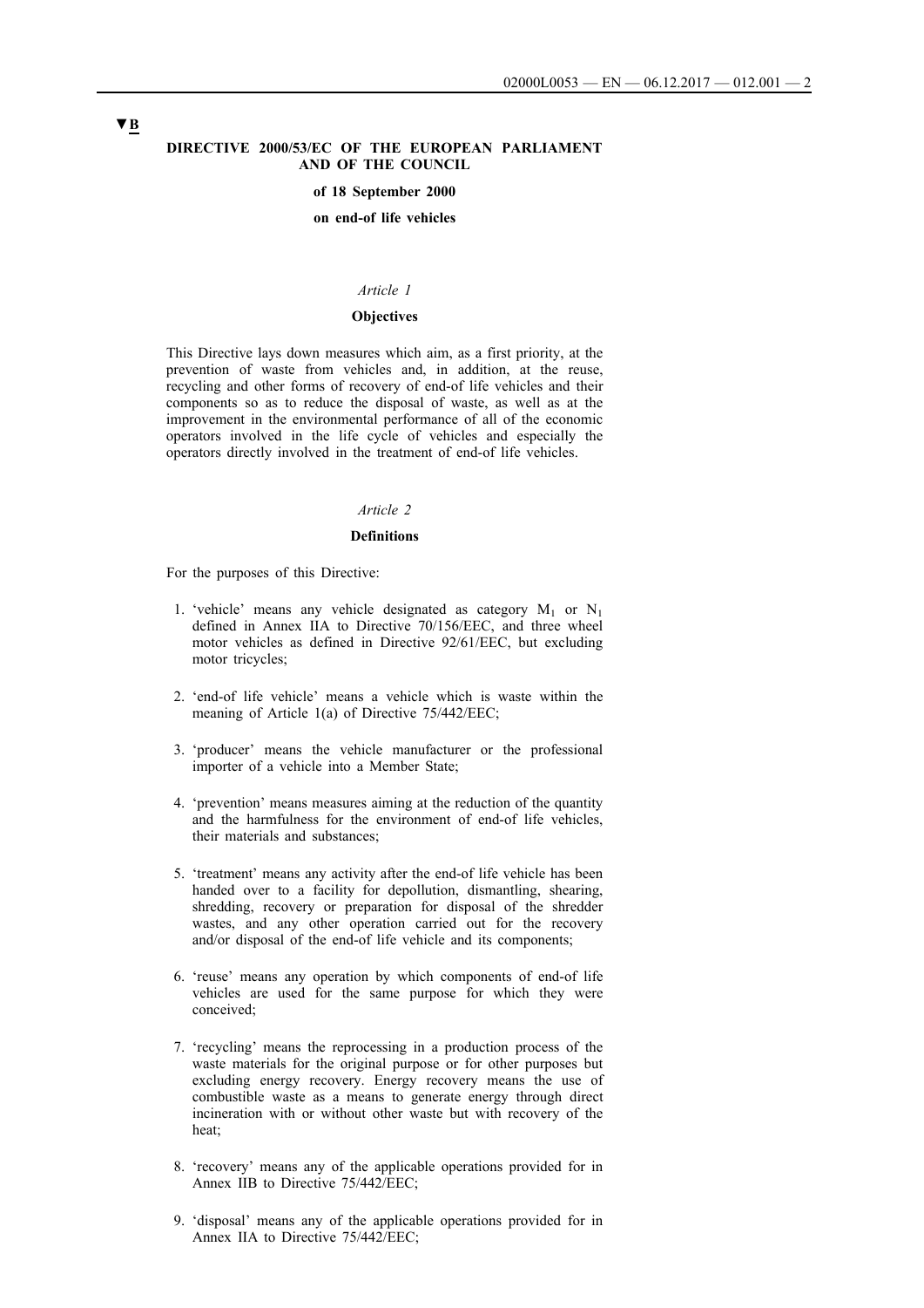▼B

**DIRECTIVE 2000/53/EC OF THE EUROPEAN PARLIAMENT AND OF THE COUNCIL**

**of 18 September 2000**

**on end-of life vehicles**

*Article 1*

**Objectives**

This Directive lays down measures which aim, as a first priority, at the prevention of waste from vehicles and, in addition, at the reuse, recycling and other forms of recovery of end-of life vehicles and their components so as to reduce the disposal of waste, as well as at the improvement in the environmental performance of all of the economic operators involved in the life cycle of vehicles and especially the operators directly involved in the treatment of end-of life vehicles.

*Article 2*

**Definitions**

For the purposes of this Directive:

1. 'vehicle' means any vehicle designated as category $M_1$ or $N_1$ defined in Annex IIA to Directive 70/156/EEC, and three wheel motor vehicles as defined in Directive 92/61/EEC, but excluding motor tricycles;

2. 'end-of life vehicle' means a vehicle which is waste within the meaning of Article 1(a) of Directive 75/442/EEC;

3. 'producer' means the vehicle manufacturer or the professional importer of a vehicle into a Member State;

4. 'prevention' means measures aiming at the reduction of the quantity and the harmfulness for the environment of end-of life vehicles, their materials and substances;

5. 'treatment' means any activity after the end-of life vehicle has been handed over to a facility for depollution, dismantling, shearing, shredding, recovery or preparation for disposal of the shredder wastes, and any other operation carried out for the recovery and/or disposal of the end-of life vehicle and its components;

6. 'reuse' means any operation by which components of end-of life vehicles are used for the same purpose for which they were conceived;

7. 'recycling' means the reprocessing in a production process of the waste materials for the original purpose or for other purposes but excluding energy recovery. Energy recovery means the use of combustible waste as a means to generate energy through direct incineration with or without other waste but with recovery of the heat;

8. 'recovery' means any of the applicable operations provided for in Annex IIB to Directive 75/442/EEC;

9. 'disposal' means any of the applicable operations provided for in Annex IIA to Directive 75/442/EEC;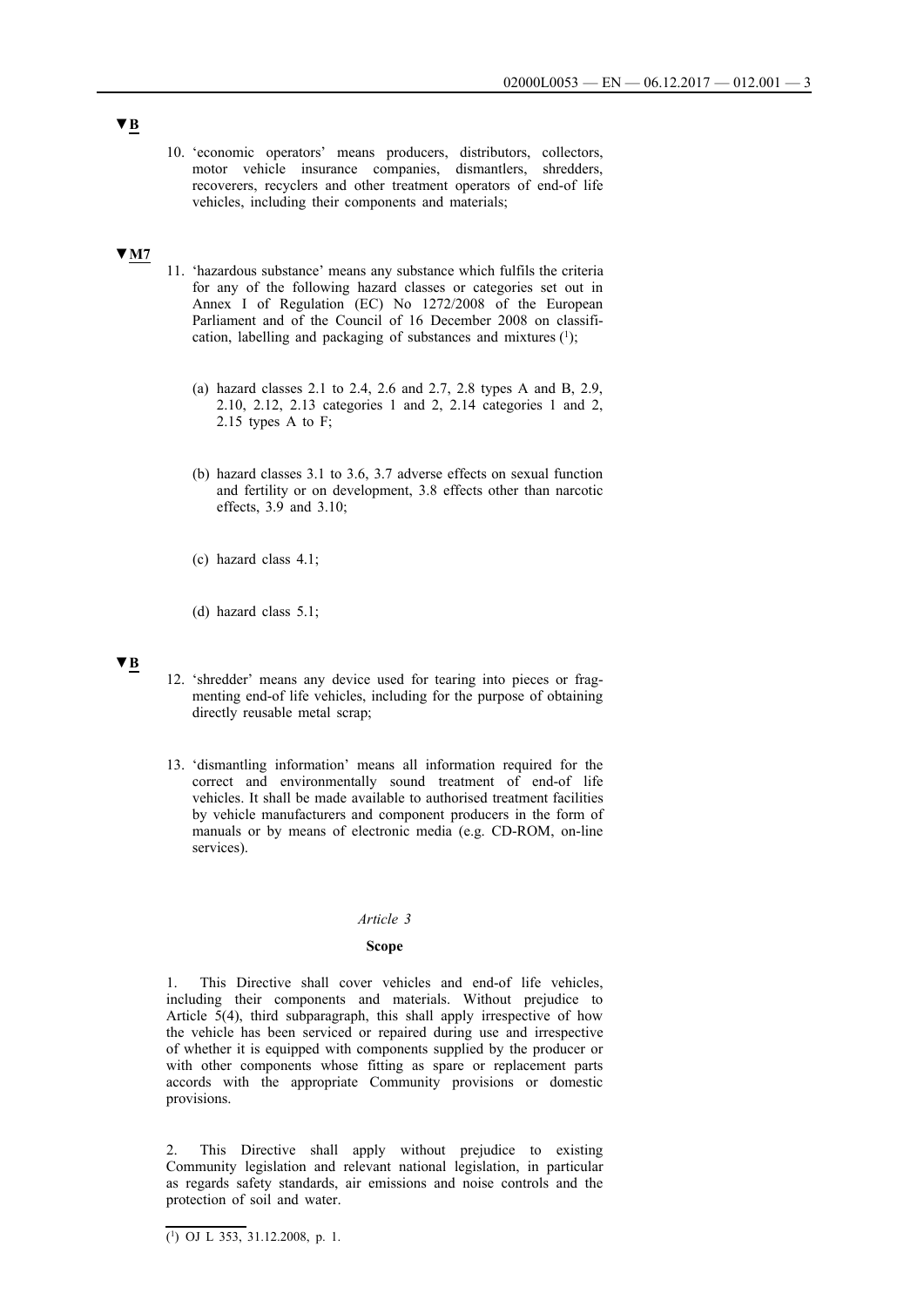▼B

10. 'economic operators' means producers, distributors, collectors, motor vehicle insurance companies, dismantlers, shredders, recoverers, recyclers and other treatment operators of end-of life vehicles, including their components and materials;

▼M7

11. 'hazardous substance' means any substance which fulfils the criteria for any of the following hazard classes or categories set out in Annex I of Regulation (EC) No 1272/2008 of the European Parliament and of the Council of 16 December 2008 on classification, labelling and packaging of substances and mixtures [1];

   (a) hazard classes 2.1 to 2.4, 2.6 and 2.7, 2.8 types A and B, 2.9, 2.10, 2.12, 2.13 categories 1 and 2, 2.14 categories 1 and 2, 2.15 types A to F;

   (b) hazard classes 3.1 to 3.6, 3.7 adverse effects on sexual function and fertility or on development, 3.8 effects other than narcotic effects, 3.9 and 3.10;

   (c) hazard class 4.1;

   (d) hazard class 5.1;

▼B

12. 'shredder' means any device used for tearing into pieces or fragmenting end-of life vehicles, including for the purpose of obtaining directly reusable metal scrap;

13. 'dismantling information' means all information required for the correct and environmentally sound treatment of end-of life vehicles. It shall be made available to authorised treatment facilities by vehicle manufacturers and component producers in the form of manuals or by means of electronic media (e.g. CD-ROM, on-line services).

*Article 3*

**Scope**

1. This Directive shall cover vehicles and end-of life vehicles, including their components and materials. Without prejudice to Article 5(4), third subparagraph, this shall apply irrespective of how the vehicle has been serviced or repaired during use and irrespective of whether it is equipped with components supplied by the producer or with other components whose fitting as spare or replacement parts accords with the appropriate Community provisions or domestic provisions.

2. This Directive shall apply without prejudice to existing Community legislation and relevant national legislation, in particular as regards safety standards, air emissions and noise controls and the protection of soil and water.

[1] OJ L 353, 31.12.2008, p. 1.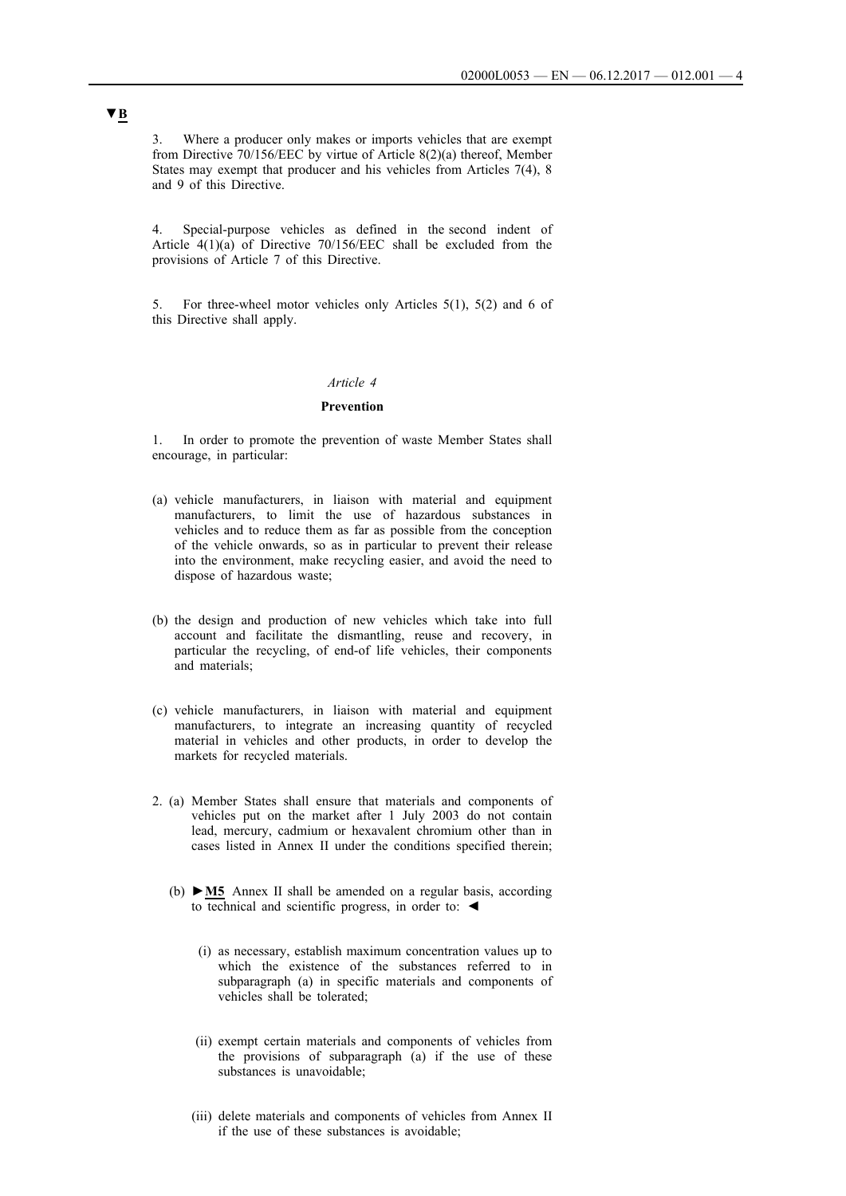▼B

3. Where a producer only makes or imports vehicles that are exempt from Directive 70/156/EEC by virtue of Article 8(2)(a) thereof, Member States may exempt that producer and his vehicles from Articles 7(4), 8 and 9 of this Directive.

4. Special-purpose vehicles as defined in the second indent of Article 4(1)(a) of Directive 70/156/EEC shall be excluded from the provisions of Article 7 of this Directive.

5. For three-wheel motor vehicles only Articles 5(1), 5(2) and 6 of this Directive shall apply.

*Article 4*

**Prevention**

1. In order to promote the prevention of waste Member States shall encourage, in particular:

(a) vehicle manufacturers, in liaison with material and equipment manufacturers, to limit the use of hazardous substances in vehicles and to reduce them as far as possible from the conception of the vehicle onwards, so as in particular to prevent their release into the environment, make recycling easier, and avoid the need to dispose of hazardous waste;

(b) the design and production of new vehicles which take into full account and facilitate the dismantling, reuse and recovery, in particular the recycling, of end-of life vehicles, their components and materials;

(c) vehicle manufacturers, in liaison with material and equipment manufacturers, to integrate an increasing quantity of recycled material in vehicles and other products, in order to develop the markets for recycled materials.

2. (a) Member States shall ensure that materials and components of vehicles put on the market after 1 July 2003 do not contain lead, mercury, cadmium or hexavalent chromium other than in cases listed in Annex II under the conditions specified therein;

(b) ►M5 Annex II shall be amended on a regular basis, according to technical and scientific progress, in order to: ◄

(i) as necessary, establish maximum concentration values up to which the existence of the substances referred to in subparagraph (a) in specific materials and components of vehicles shall be tolerated;

(ii) exempt certain materials and components of vehicles from the provisions of subparagraph (a) if the use of these substances is unavoidable;

(iii) delete materials and components of vehicles from Annex II if the use of these substances is avoidable;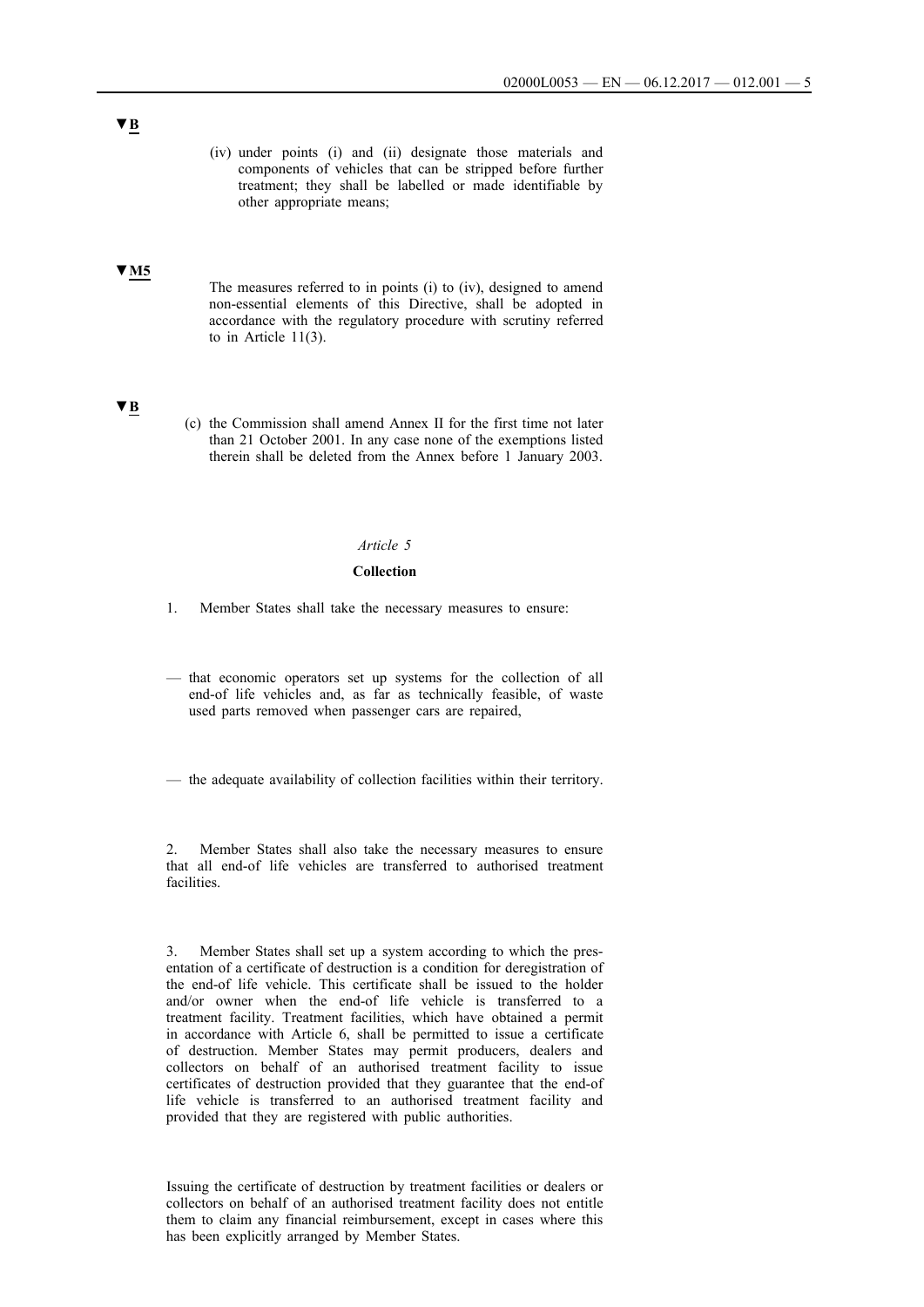▼B

(iv) under points (i) and (ii) designate those materials and components of vehicles that can be stripped before further treatment; they shall be labelled or made identifiable by other appropriate means;

▼M5

The measures referred to in points (i) to (iv), designed to amend non-essential elements of this Directive, shall be adopted in accordance with the regulatory procedure with scrutiny referred to in Article 11(3).

▼B

(c) the Commission shall amend Annex II for the first time not later than 21 October 2001. In any case none of the exemptions listed therein shall be deleted from the Annex before 1 January 2003.

*Article 5*

**Collection**

1. Member States shall take the necessary measures to ensure:

— that economic operators set up systems for the collection of all end-of life vehicles and, as far as technically feasible, of waste used parts removed when passenger cars are repaired,

— the adequate availability of collection facilities within their territory.

2. Member States shall also take the necessary measures to ensure that all end-of life vehicles are transferred to authorised treatment facilities.

3. Member States shall set up a system according to which the presentation of a certificate of destruction is a condition for deregistration of the end-of life vehicle. This certificate shall be issued to the holder and/or owner when the end-of life vehicle is transferred to a treatment facility. Treatment facilities, which have obtained a permit in accordance with Article 6, shall be permitted to issue a certificate of destruction. Member States may permit producers, dealers and collectors on behalf of an authorised treatment facility to issue certificates of destruction provided that they guarantee that the end-of life vehicle is transferred to an authorised treatment facility and provided that they are registered with public authorities.

Issuing the certificate of destruction by treatment facilities or dealers or collectors on behalf of an authorised treatment facility does not entitle them to claim any financial reimbursement, except in cases where this has been explicitly arranged by Member States.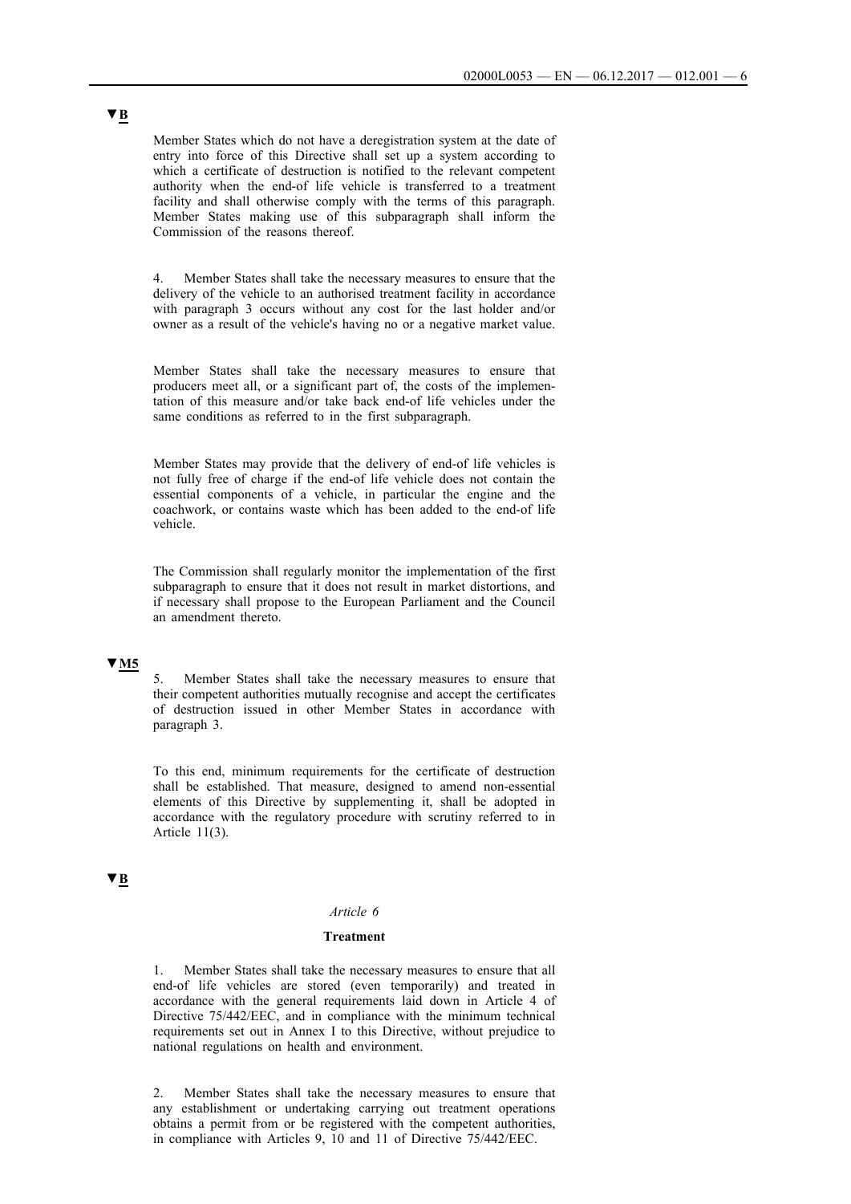▼B

Member States which do not have a deregistration system at the date of entry into force of this Directive shall set up a system according to which a certificate of destruction is notified to the relevant competent authority when the end-of life vehicle is transferred to a treatment facility and shall otherwise comply with the terms of this paragraph. Member States making use of this subparagraph shall inform the Commission of the reasons thereof.

4. Member States shall take the necessary measures to ensure that the delivery of the vehicle to an authorised treatment facility in accordance with paragraph 3 occurs without any cost for the last holder and/or owner as a result of the vehicle's having no or a negative market value.

Member States shall take the necessary measures to ensure that producers meet all, or a significant part of, the costs of the implementation of this measure and/or take back end-of life vehicles under the same conditions as referred to in the first subparagraph.

Member States may provide that the delivery of end-of life vehicles is not fully free of charge if the end-of life vehicle does not contain the essential components of a vehicle, in particular the engine and the coachwork, or contains waste which has been added to the end-of life vehicle.

The Commission shall regularly monitor the implementation of the first subparagraph to ensure that it does not result in market distortions, and if necessary shall propose to the European Parliament and the Council an amendment thereto.

▼M5

5. Member States shall take the necessary measures to ensure that their competent authorities mutually recognise and accept the certificates of destruction issued in other Member States in accordance with paragraph 3.

To this end, minimum requirements for the certificate of destruction shall be established. That measure, designed to amend non-essential elements of this Directive by supplementing it, shall be adopted in accordance with the regulatory procedure with scrutiny referred to in Article 11(3).

▼B

*Article 6*

**Treatment**

1. Member States shall take the necessary measures to ensure that all end-of life vehicles are stored (even temporarily) and treated in accordance with the general requirements laid down in Article 4 of Directive 75/442/EEC, and in compliance with the minimum technical requirements set out in Annex I to this Directive, without prejudice to national regulations on health and environment.

2. Member States shall take the necessary measures to ensure that any establishment or undertaking carrying out treatment operations obtains a permit from or be registered with the competent authorities, in compliance with Articles 9, 10 and 11 of Directive 75/442/EEC.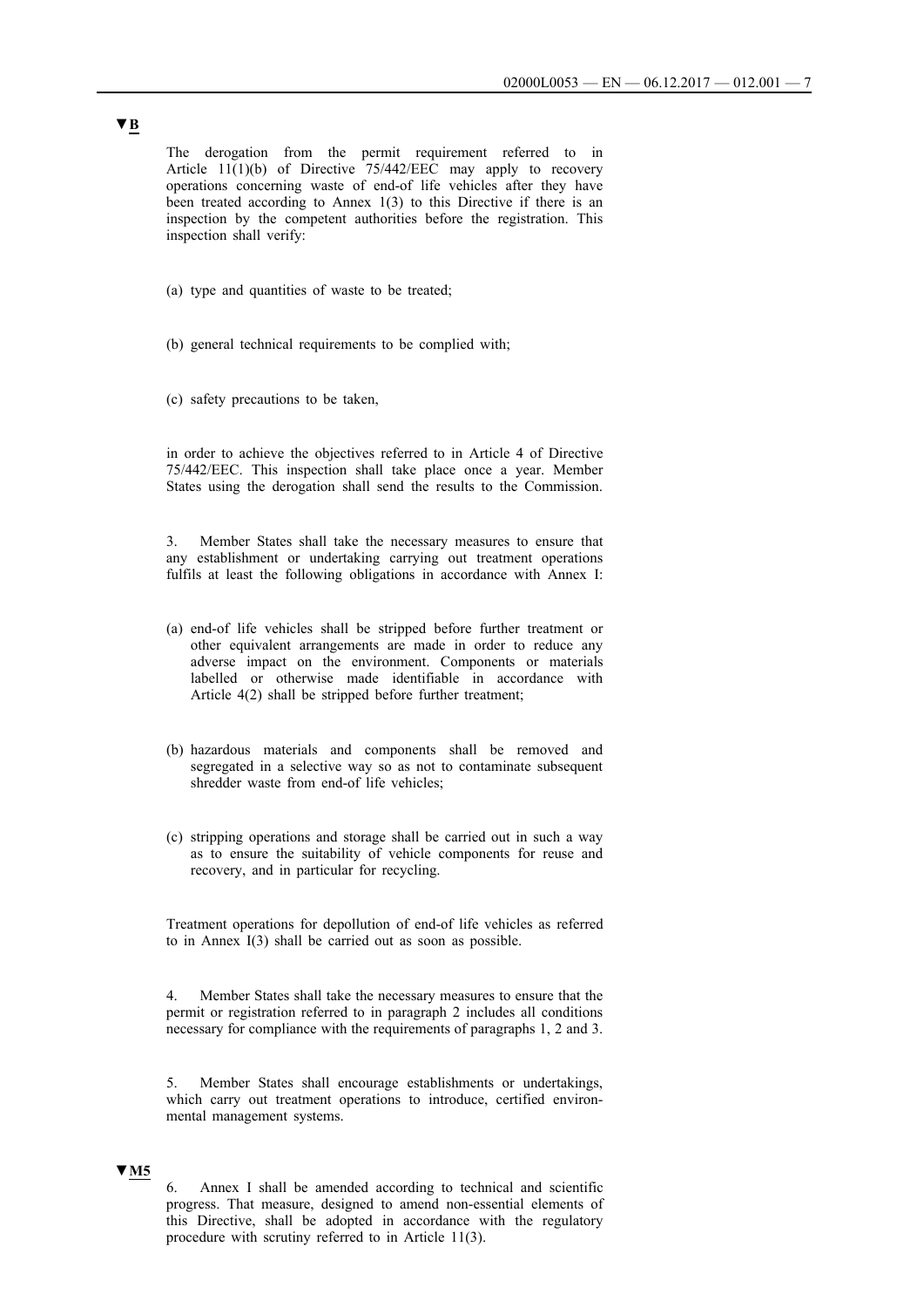▼B

The derogation from the permit requirement referred to in Article 11(1)(b) of Directive 75/442/EEC may apply to recovery operations concerning waste of end-of life vehicles after they have been treated according to Annex 1(3) to this Directive if there is an inspection by the competent authorities before the registration. This inspection shall verify:

(a) type and quantities of waste to be treated;

(b) general technical requirements to be complied with;

(c) safety precautions to be taken,

in order to achieve the objectives referred to in Article 4 of Directive 75/442/EEC. This inspection shall take place once a year. Member States using the derogation shall send the results to the Commission.

3. Member States shall take the necessary measures to ensure that any establishment or undertaking carrying out treatment operations fulfils at least the following obligations in accordance with Annex I:

(a) end-of life vehicles shall be stripped before further treatment or other equivalent arrangements are made in order to reduce any adverse impact on the environment. Components or materials labelled or otherwise made identifiable in accordance with Article 4(2) shall be stripped before further treatment;

(b) hazardous materials and components shall be removed and segregated in a selective way so as not to contaminate subsequent shredder waste from end-of life vehicles;

(c) stripping operations and storage shall be carried out in such a way as to ensure the suitability of vehicle components for reuse and recovery, and in particular for recycling.

Treatment operations for depollution of end-of life vehicles as referred to in Annex I(3) shall be carried out as soon as possible.

4. Member States shall take the necessary measures to ensure that the permit or registration referred to in paragraph 2 includes all conditions necessary for compliance with the requirements of paragraphs 1, 2 and 3.

5. Member States shall encourage establishments or undertakings, which carry out treatment operations to introduce, certified environmental management systems.

▼M5

6. Annex I shall be amended according to technical and scientific progress. That measure, designed to amend non-essential elements of this Directive, shall be adopted in accordance with the regulatory procedure with scrutiny referred to in Article 11(3).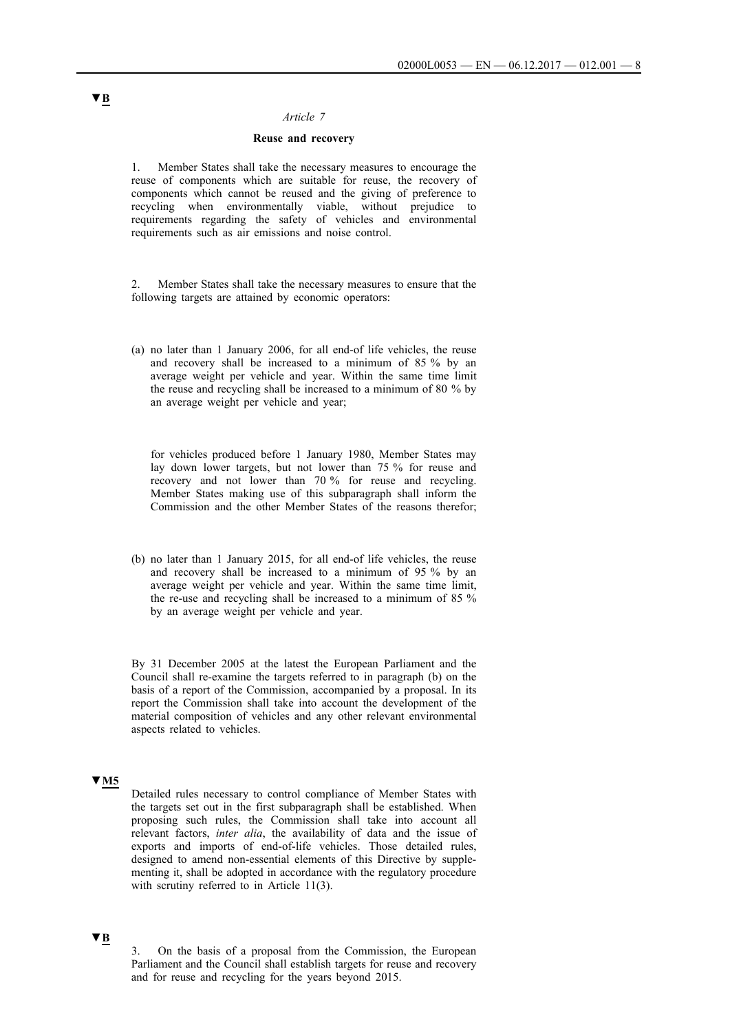▼B

*Article 7*

**Reuse and recovery**

1. Member States shall take the necessary measures to encourage the reuse of components which are suitable for reuse, the recovery of components which cannot be reused and the giving of preference to recycling when environmentally viable, without prejudice to requirements regarding the safety of vehicles and environmental requirements such as air emissions and noise control.

2. Member States shall take the necessary measures to ensure that the following targets are attained by economic operators:

(a) no later than 1 January 2006, for all end-of life vehicles, the reuse and recovery shall be increased to a minimum of 85 % by an average weight per vehicle and year. Within the same time limit the reuse and recycling shall be increased to a minimum of 80 % by an average weight per vehicle and year;

for vehicles produced before 1 January 1980, Member States may lay down lower targets, but not lower than 75 % for reuse and recovery and not lower than 70 % for reuse and recycling. Member States making use of this subparagraph shall inform the Commission and the other Member States of the reasons therefor;

(b) no later than 1 January 2015, for all end-of life vehicles, the reuse and recovery shall be increased to a minimum of 95 % by an average weight per vehicle and year. Within the same time limit, the re-use and recycling shall be increased to a minimum of 85 % by an average weight per vehicle and year.

By 31 December 2005 at the latest the European Parliament and the Council shall re-examine the targets referred to in paragraph (b) on the basis of a report of the Commission, accompanied by a proposal. In its report the Commission shall take into account the development of the material composition of vehicles and any other relevant environmental aspects related to vehicles.

▼M5

Detailed rules necessary to control compliance of Member States with the targets set out in the first subparagraph shall be established. When proposing such rules, the Commission shall take into account all relevant factors, *inter alia*, the availability of data and the issue of exports and imports of end-of-life vehicles. Those detailed rules, designed to amend non-essential elements of this Directive by supplementing it, shall be adopted in accordance with the regulatory procedure with scrutiny referred to in Article 11(3).

▼B

3. On the basis of a proposal from the Commission, the European Parliament and the Council shall establish targets for reuse and recovery and for reuse and recycling for the years beyond 2015.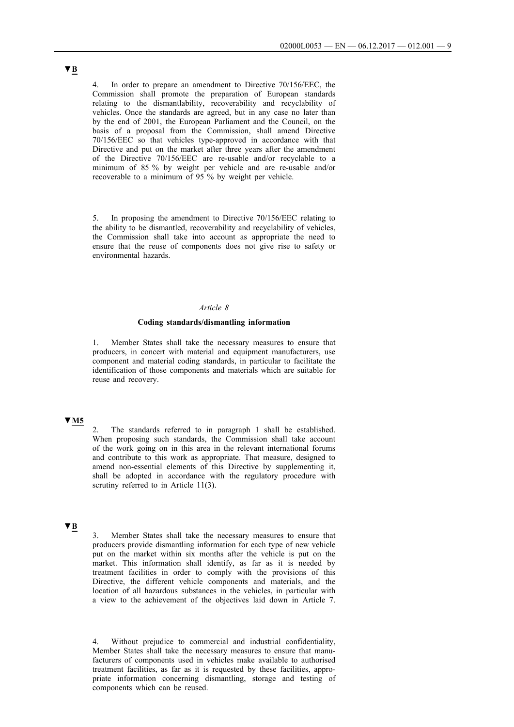▼B

4. In order to prepare an amendment to Directive 70/156/EEC, the Commission shall promote the preparation of European standards relating to the dismantlability, recoverability and recyclability of vehicles. Once the standards are agreed, but in any case no later than by the end of 2001, the European Parliament and the Council, on the basis of a proposal from the Commission, shall amend Directive 70/156/EEC so that vehicles type-approved in accordance with that Directive and put on the market after three years after the amendment of the Directive 70/156/EEC are re-usable and/or recyclable to a minimum of 85 % by weight per vehicle and are re-usable and/or recoverable to a minimum of 95 % by weight per vehicle.

5. In proposing the amendment to Directive 70/156/EEC relating to the ability to be dismantled, recoverability and recyclability of vehicles, the Commission shall take into account as appropriate the need to ensure that the reuse of components does not give rise to safety or environmental hazards.

*Article 8*

**Coding standards/dismantling information**

1. Member States shall take the necessary measures to ensure that producers, in concert with material and equipment manufacturers, use component and material coding standards, in particular to facilitate the identification of those components and materials which are suitable for reuse and recovery.

▼M5

2. The standards referred to in paragraph 1 shall be established. When proposing such standards, the Commission shall take account of the work going on in this area in the relevant international forums and contribute to this work as appropriate. That measure, designed to amend non-essential elements of this Directive by supplementing it, shall be adopted in accordance with the regulatory procedure with scrutiny referred to in Article 11(3).

▼B

3. Member States shall take the necessary measures to ensure that producers provide dismantling information for each type of new vehicle put on the market within six months after the vehicle is put on the market. This information shall identify, as far as it is needed by treatment facilities in order to comply with the provisions of this Directive, the different vehicle components and materials, and the location of all hazardous substances in the vehicles, in particular with a view to the achievement of the objectives laid down in Article 7.

4. Without prejudice to commercial and industrial confidentiality, Member States shall take the necessary measures to ensure that manufacturers of components used in vehicles make available to authorised treatment facilities, as far as it is requested by these facilities, appropriate information concerning dismantling, storage and testing of components which can be reused.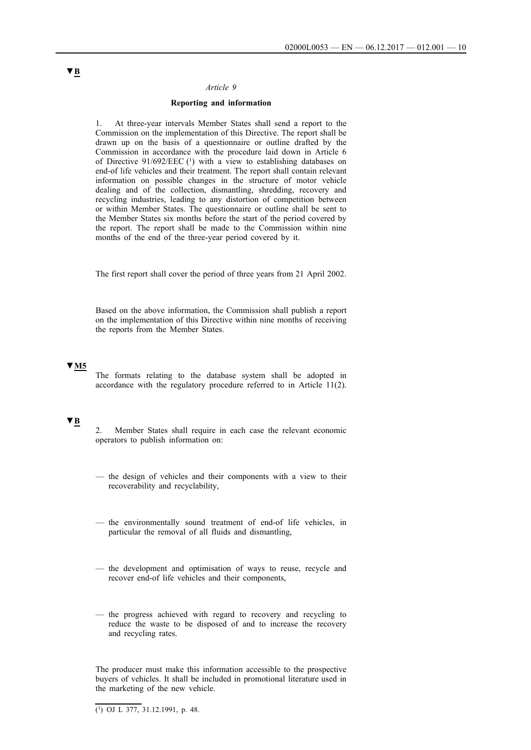▼B

*Article 9*

**Reporting and information**

1. At three-year intervals Member States shall send a report to the Commission on the implementation of this Directive. The report shall be drawn up on the basis of a questionnaire or outline drafted by the Commission in accordance with the procedure laid down in Article 6 of Directive 91/692/EEC [1] with a view to establishing databases on end-of life vehicles and their treatment. The report shall contain relevant information on possible changes in the structure of motor vehicle dealing and of the collection, dismantling, shredding, recovery and recycling industries, leading to any distortion of competition between or within Member States. The questionnaire or outline shall be sent to the Member States six months before the start of the period covered by the report. The report shall be made to the Commission within nine months of the end of the three-year period covered by it.

The first report shall cover the period of three years from 21 April 2002.

Based on the above information, the Commission shall publish a report on the implementation of this Directive within nine months of receiving the reports from the Member States.

▼M5

The formats relating to the database system shall be adopted in accordance with the regulatory procedure referred to in Article 11(2).

▼B

2. Member States shall require in each case the relevant economic operators to publish information on:

— the design of vehicles and their components with a view to their recoverability and recyclability,

— the environmentally sound treatment of end-of life vehicles, in particular the removal of all fluids and dismantling,

— the development and optimisation of ways to reuse, recycle and recover end-of life vehicles and their components,

— the progress achieved with regard to recovery and recycling to reduce the waste to be disposed of and to increase the recovery and recycling rates.

The producer must make this information accessible to the prospective buyers of vehicles. It shall be included in promotional literature used in the marketing of the new vehicle.

[1] OJ L 377, 31.12.1991, p. 48.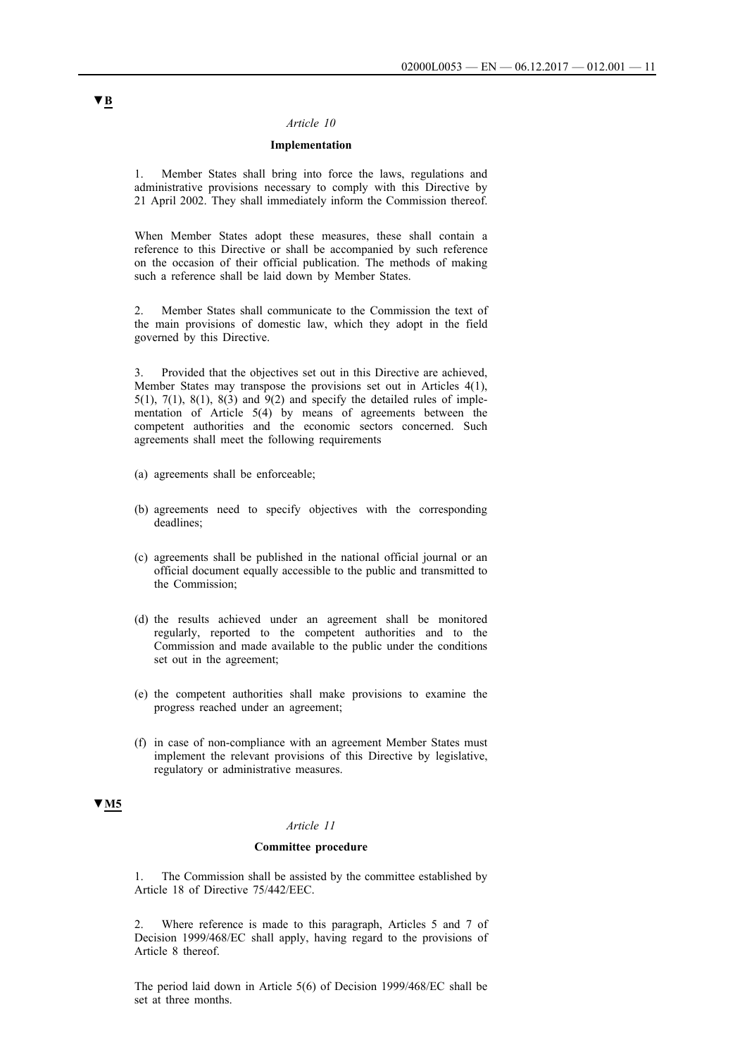▼B

*Article 10*

**Implementation**

1. Member States shall bring into force the laws, regulations and administrative provisions necessary to comply with this Directive by 21 April 2002. They shall immediately inform the Commission thereof.

When Member States adopt these measures, these shall contain a reference to this Directive or shall be accompanied by such reference on the occasion of their official publication. The methods of making such a reference shall be laid down by Member States.

2. Member States shall communicate to the Commission the text of the main provisions of domestic law, which they adopt in the field governed by this Directive.

3. Provided that the objectives set out in this Directive are achieved, Member States may transpose the provisions set out in Articles 4(1), 5(1), 7(1), 8(1), 8(3) and 9(2) and specify the detailed rules of implementation of Article 5(4) by means of agreements between the competent authorities and the economic sectors concerned. Such agreements shall meet the following requirements

(a) agreements shall be enforceable;

(b) agreements need to specify objectives with the corresponding deadlines;

(c) agreements shall be published in the national official journal or an official document equally accessible to the public and transmitted to the Commission;

(d) the results achieved under an agreement shall be monitored regularly, reported to the competent authorities and to the Commission and made available to the public under the conditions set out in the agreement;

(e) the competent authorities shall make provisions to examine the progress reached under an agreement;

(f) in case of non-compliance with an agreement Member States must implement the relevant provisions of this Directive by legislative, regulatory or administrative measures.

▼M5

*Article 11*

**Committee procedure**

1. The Commission shall be assisted by the committee established by Article 18 of Directive 75/442/EEC.

2. Where reference is made to this paragraph, Articles 5 and 7 of Decision 1999/468/EC shall apply, having regard to the provisions of Article 8 thereof.

The period laid down in Article 5(6) of Decision 1999/468/EC shall be set at three months.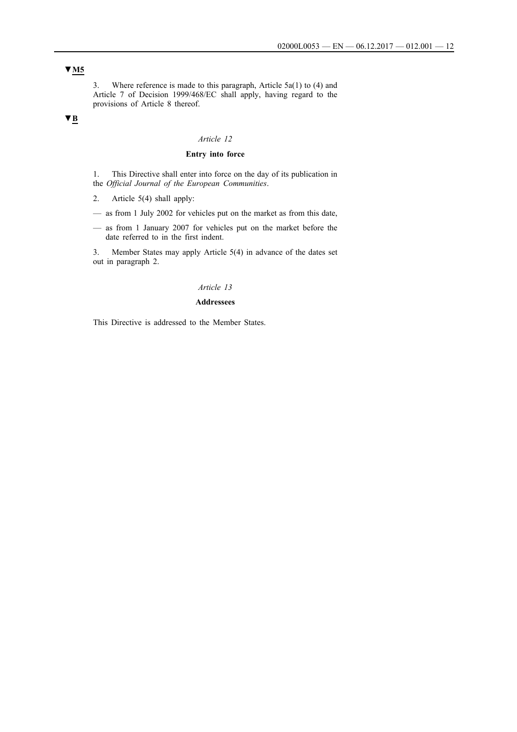▼M5

3. Where reference is made to this paragraph, Article 5a(1) to (4) and Article 7 of Decision 1999/468/EC shall apply, having regard to the provisions of Article 8 thereof.

▼B

### *Article 12*

### **Entry into force**

1. This Directive shall enter into force on the day of its publication in the *Official Journal of the European Communities*.

2. Article 5(4) shall apply:

— as from 1 July 2002 for vehicles put on the market as from this date,

— as from 1 January 2007 for vehicles put on the market before the date referred to in the first indent.

3. Member States may apply Article 5(4) in advance of the dates set out in paragraph 2.

### *Article 13*

### **Addressees**

This Directive is addressed to the Member States.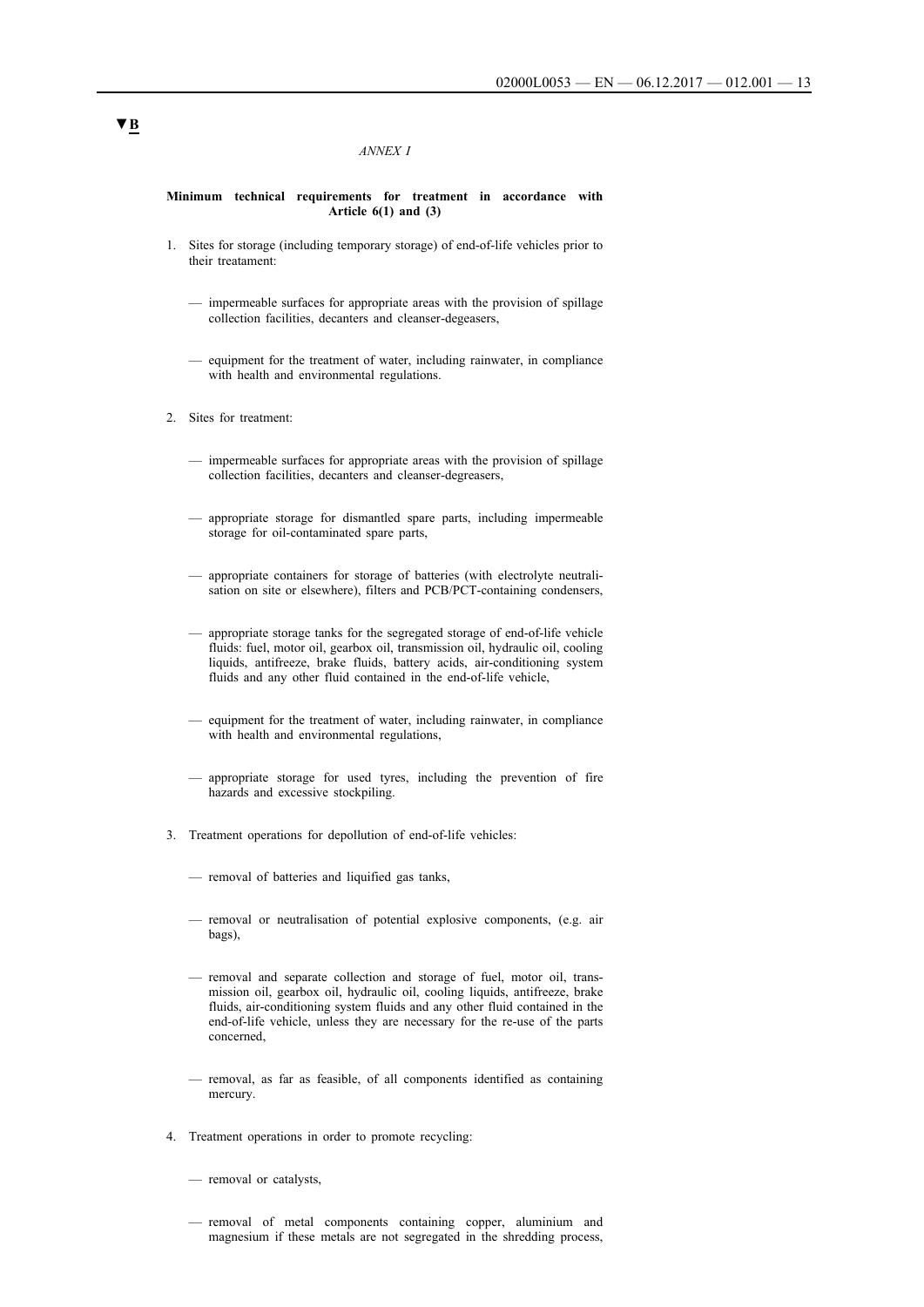▼B

*ANNEX I*

**Minimum technical requirements for treatment in accordance with Article 6(1) and (3)**

1. Sites for storage (including temporary storage) of end-of-life vehicles prior to their treatement:

   — impermeable surfaces for appropriate areas with the provision of spillage collection facilities, decanters and cleanser-degeasers,

   — equipment for the treatment of water, including rainwater, in compliance with health and environmental regulations.

2. Sites for treatment:

   — impermeable surfaces for appropriate areas with the provision of spillage collection facilities, decanters and cleanser-degeasers,

   — appropriate storage for dismantled spare parts, including impermeable storage for oil-contaminated spare parts,

   — appropriate containers for storage of batteries (with electrolyte neutralisation on site or elsewhere), filters and PCB/PCT-containing condensers,

   — appropriate storage tanks for the segregated storage of end-of-life vehicle fluids: fuel, motor oil, gearbox oil, transmission oil, hydraulic oil, cooling liquids, antifreeze, brake fluids, battery acids, air-conditioning system fluids and any other fluid contained in the end-of-life vehicle,

   — equipment for the treatment of water, including rainwater, in compliance with health and environmental regulations,

   — appropriate storage for used tyres, including the prevention of fire hazards and excessive stockpiling.

3. Treatment operations for depollution of end-of-life vehicles:

   — removal of batteries and liquified gas tanks,

   — removal or neutralisation of potential explosive components, (e.g. air bags),

   — removal and separate collection and storage of fuel, motor oil, transmission oil, gearbox oil, hydraulic oil, cooling liquids, antifreeze, brake fluids, air-conditioning system fluids and any other fluid contained in the end-of-life vehicle, unless they are necessary for the re-use of the parts concerned,

   — removal, as far as feasible, of all components identified as containing mercury.

4. Treatment operations in order to promote recycling:

   — removal or catalysts,

   — removal of metal components containing copper, aluminium and magnesium if these metals are not segregated in the shredding process,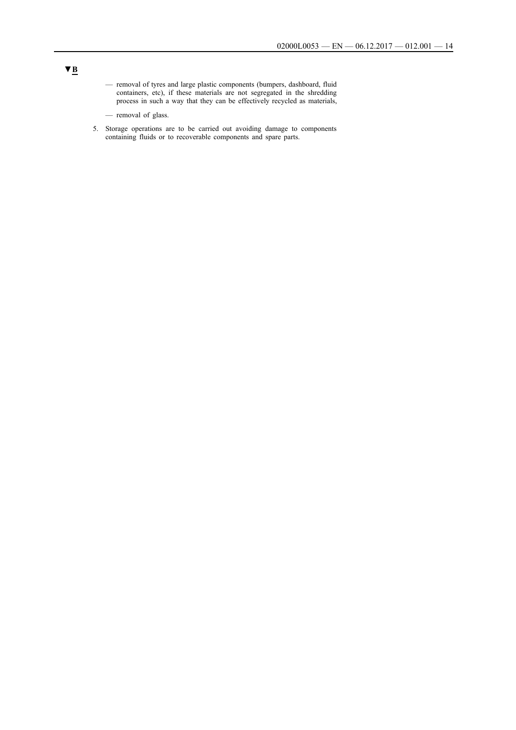▼B

— removal of tyres and large plastic components (bumpers, dashboard, fluid containers, etc), if these materials are not segregated in the shredding process in such a way that they can be effectively recycled as materials,

— removal of glass.

5. Storage operations are to be carried out avoiding damage to components containing fluids or to recoverable components and spare parts.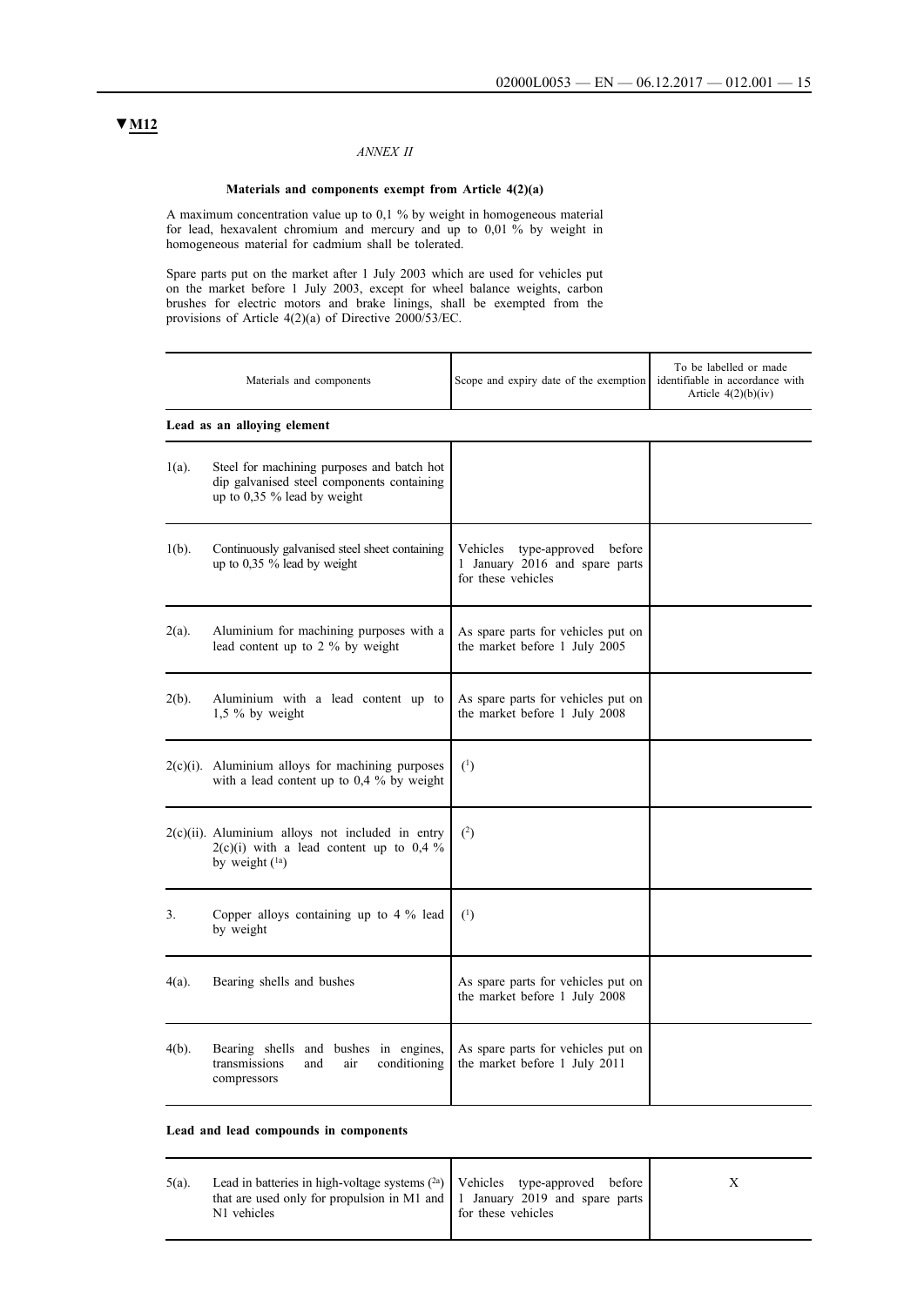▼M12

*ANNEX II*

**Materials and components exempt from Article 4(2)(a)**

A maximum concentration value up to 0,1 % by weight in homogeneous material for lead, hexavalent chromium and mercury and up to 0,01 % by weight in homogeneous material for cadmium shall be tolerated.

Spare parts put on the market after 1 July 2003 which are used for vehicles put on the market before 1 July 2003, except for wheel balance weights, carbon brushes for electric motors and brake linings, shall be exempted from the provisions of Article 4(2)(a) of Directive 2000/53/EC.

| | Materials and components | Scope and expiry date of the exemption | To be labelled or made identifiable in accordance with Article 4(2)(b)(iv) |
|---|---|---|---|
| **Lead as an alloying element** | | | |
| 1(a). | Steel for machining purposes and batch hot dip galvanised steel components containing up to 0,35 % lead by weight | | |
| 1(b). | Continuously galvanised steel sheet containing up to 0,35 % lead by weight | Vehicles type-approved before 1 January 2016 and spare parts for these vehicles | |
| 2(a). | Aluminium for machining purposes with a lead content up to 2 % by weight | As spare parts for vehicles put on the market before 1 July 2005 | |
| 2(b). | Aluminium with a lead content up to 1,5 % by weight | As spare parts for vehicles put on the market before 1 July 2008 | |
| 2(c)(i). | Aluminium alloys for machining purposes with a lead content up to 0,4 % by weight | [1] | |
| 2(c)(ii). | Aluminium alloys not included in entry 2(c)(i) with a lead content up to 0,4 % by weight [1a] | [2] | |
| 3. | Copper alloys containing up to 4 % lead by weight | [1] | |
| 4(a). | Bearing shells and bushes | As spare parts for vehicles put on the market before 1 July 2008 | |
| 4(b). | Bearing shells and bushes in engines, transmissions and air conditioning compressors | As spare parts for vehicles put on the market before 1 July 2011 | |
| **Lead and lead compounds in components** | | | |
| 5(a). | Lead in batteries in high-voltage systems [2a] that are used only for propulsion in M1 and N1 vehicles | Vehicles type-approved before 1 January 2019 and spare parts for these vehicles | X |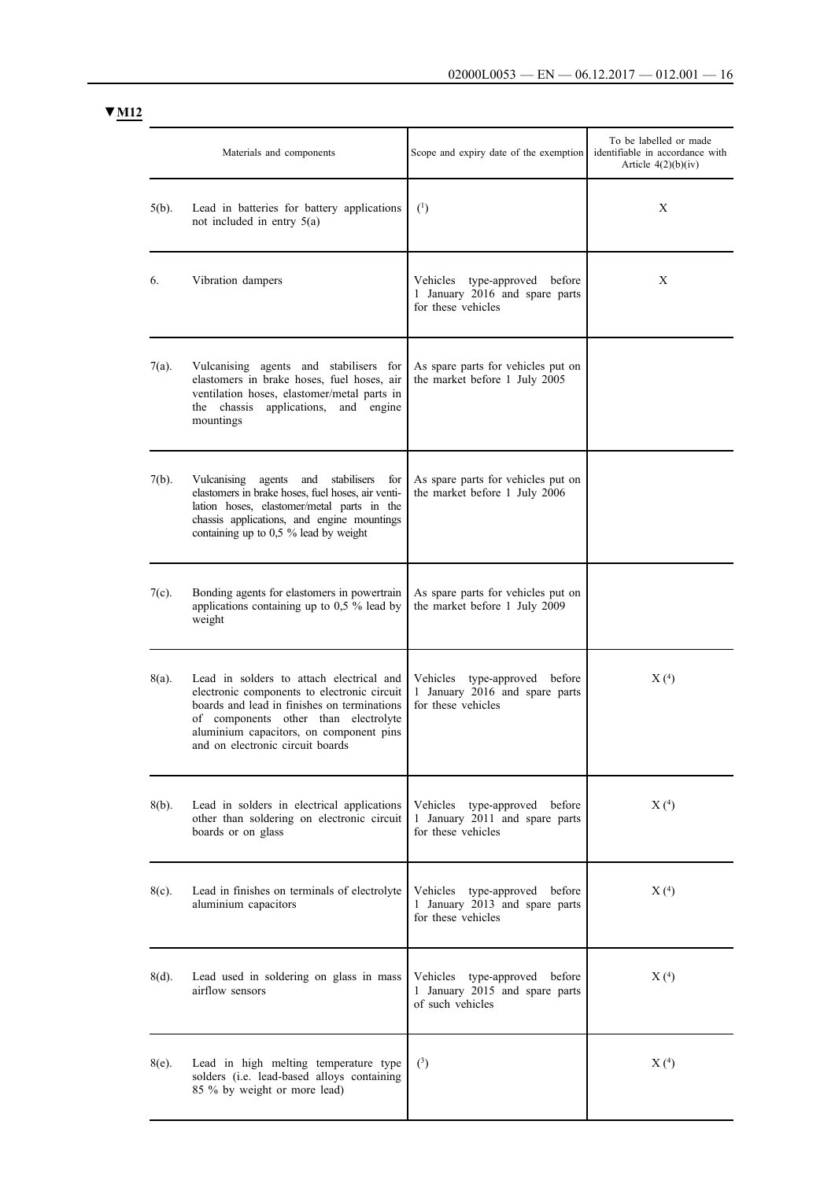▼M12

| | Materials and components | Scope and expiry date of the exemption | To be labelled or made identifiable in accordance with Article 4(2)(b)(iv) |
|---|---|---|---|
| 5(b). | Lead in batteries for battery applications not included in entry 5(a) | (1) | X |
| 6. | Vibration dampers | Vehicles type-approved before 1 January 2016 and spare parts for these vehicles | X |
| 7(a). | Vulcanising agents and stabilisers for elastomers in brake hoses, fuel hoses, air ventilation hoses, elastomer/metal parts in the chassis applications, and engine mountings | As spare parts for vehicles put on the market before 1 July 2005 | |
| 7(b). | Vulcanising agents and stabilisers for elastomers in brake hoses, fuel hoses, air ventilation hoses, elastomer/metal parts in the chassis applications, and engine mountings containing up to 0,5 % lead by weight | As spare parts for vehicles put on the market before 1 July 2006 | |
| 7(c). | Bonding agents for elastomers in powertrain applications containing up to 0,5 % lead by weight | As spare parts for vehicles put on the market before 1 July 2009 | |
| 8(a). | Lead in solders to attach electrical and electronic components to electronic circuit boards and lead in finishes on terminations of components other than electrolyte aluminium capacitors, on component pins and on electronic circuit boards | Vehicles type-approved before 1 January 2016 and spare parts for these vehicles | X (4) |
| 8(b). | Lead in solders in electrical applications other than soldering on electronic circuit boards or on glass | Vehicles type-approved before 1 January 2011 and spare parts for these vehicles | X (4) |
| 8(c). | Lead in finishes on terminals of electrolyte aluminium capacitors | Vehicles type-approved before 1 January 2013 and spare parts for these vehicles | X (4) |
| 8(d). | Lead used in soldering on glass in mass airflow sensors | Vehicles type-approved before 1 January 2015 and spare parts of such vehicles | X (4) |
| 8(e). | Lead in high melting temperature type solders (i.e. lead-based alloys containing 85 % by weight or more lead) | (3) | X (4) |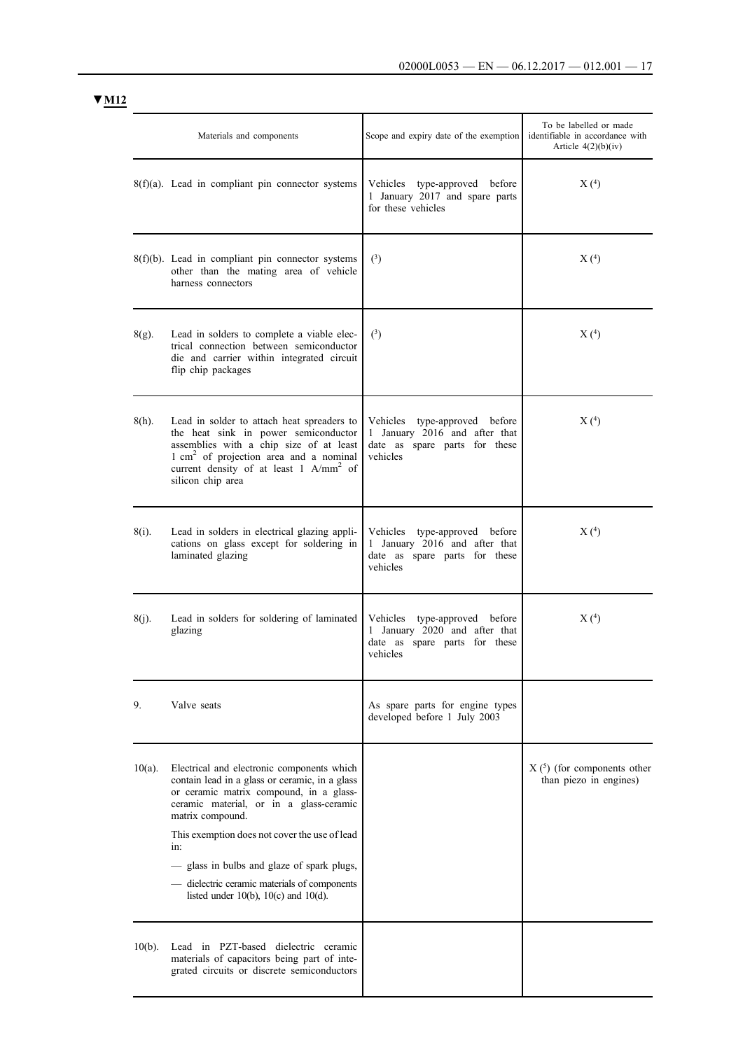▼M12

| Materials and components | Scope and expiry date of the exemption | To be labelled or made identifiable in accordance with Article 4(2)(b)(iv) |
|---|---|---|
| 8(f)(a). Lead in compliant pin connector systems | Vehicles type-approved before 1 January 2017 and spare parts for these vehicles | X (4) |
| 8(f)(b). Lead in compliant pin connector systems other than the mating area of vehicle harness connectors | (3) | X (4) |
| 8(g). Lead in solders to complete a viable electrical connection between semiconductor die and carrier within integrated circuit flip chip packages | (3) | X (4) |
| 8(h). Lead in solder to attach heat spreaders to the heat sink in power semiconductor assemblies with a chip size of at least 1 $cm^2$ of projection area and a nominal current density of at least 1 $A/mm^2$ of silicon chip area | Vehicles type-approved before 1 January 2016 and after that date as spare parts for these vehicles | X (4) |
| 8(i). Lead in solders in electrical glazing applications on glass except for soldering in laminated glazing | Vehicles type-approved before 1 January 2016 and after that date as spare parts for these vehicles | X (4) |
| 8(j). Lead in solders for soldering of laminated glazing | Vehicles type-approved before 1 January 2020 and after that date as spare parts for these vehicles | X (4) |
| 9. Valve seats | As spare parts for engine types developed before 1 July 2003 | |
| 10(a). Electrical and electronic components which contain lead in a glass or ceramic, in a glass or ceramic matrix compound, in a glass-ceramic material, or in a glass-ceramic matrix compound.<br>This exemption does not cover the use of lead in:<br>— glass in bulbs and glaze of spark plugs,<br>— dielectric ceramic materials of components listed under 10(b), 10(c) and 10(d). | | X (5) (for components other than piezo in engines) |
| 10(b). Lead in PZT-based dielectric ceramic materials of capacitors being part of integrated circuits or discrete semiconductors | | |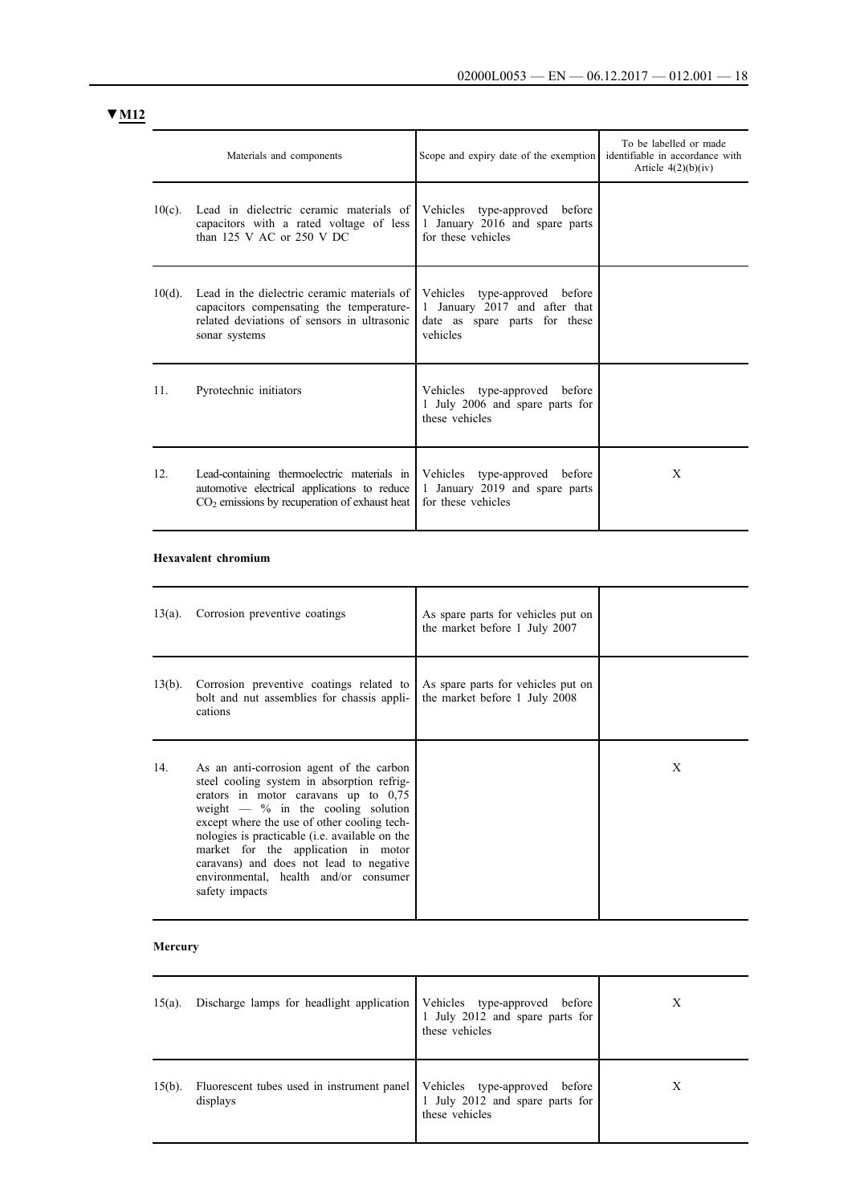▼M12

| | Materials and components | Scope and expiry date of the exemption | To be labelled or made identifiable in accordance with Article 4(2)(b)(iv) |
|---|---|---|---|
| 10(c). | Lead in dielectric ceramic materials of capacitors with a rated voltage of less than 125 V AC or 250 V DC | Vehicles type-approved before 1 January 2016 and spare parts for these vehicles | |
| 10(d). | Lead in the dielectric ceramic materials of capacitors compensating the temperature-related deviations of sensors in ultrasonic sonar systems | Vehicles type-approved before 1 January 2017 and after that date as spare parts for these vehicles | |
| 11. | Pyrotechnic initiators | Vehicles type-approved before 1 July 2006 and spare parts for these vehicles | |
| 12. | Lead-containing thermoelectric materials in automotive electrical applications to reduce $CO_2$ emissions by recuperation of exhaust heat | Vehicles type-approved before 1 January 2019 and spare parts for these vehicles | X |
| **Hexavalent chromium** | | | |
| 13(a). | Corrosion preventive coatings | As spare parts for vehicles put on the market before 1 July 2007 | |
| 13(b). | Corrosion preventive coatings related to bolt and nut assemblies for chassis applications | As spare parts for vehicles put on the market before 1 July 2008 | |
| 14. | As an anti-corrosion agent of the carbon steel cooling system in absorption refrigerators in motor caravans up to 0,75 weight — % in the cooling solution except where the use of other cooling technologies is practicable (i.e. available on the market for the application in motor caravans) and does not lead to negative environmental, health and/or consumer safety impacts | | X |
| **Mercury** | | | |
| 15(a). | Discharge lamps for headlight application | Vehicles type-approved before 1 July 2012 and spare parts for these vehicles | X |
| 15(b). | Fluorescent tubes used in instrument panel displays | Vehicles type-approved before 1 July 2012 and spare parts for these vehicles | X |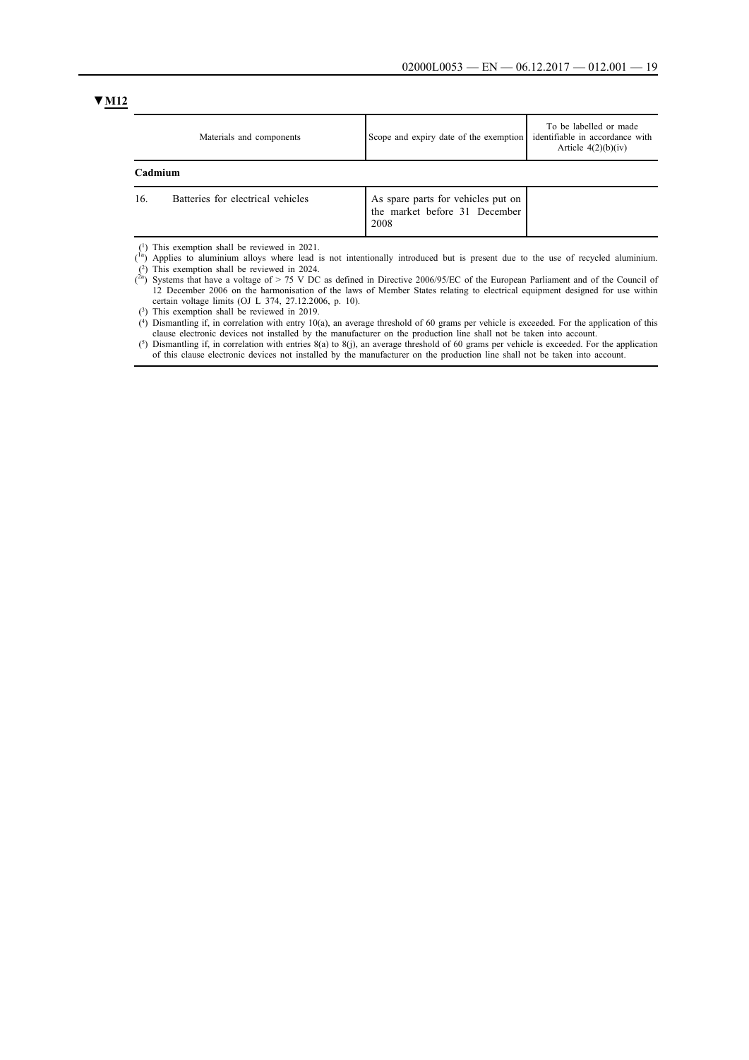▼M12

| Materials and components | Scope and expiry date of the exemption | To be labelled or made identifiable in accordance with Article 4(2)(b)(iv) |
|---|---|---|
| **Cadmium** | | |
| 16. Batteries for electrical vehicles | As spare parts for vehicles put on the market before 31 December 2008 | |

([1]) This exemption shall be reviewed in 2021.

([1a]) Applies to aluminium alloys where lead is not intentionally introduced but is present due to the use of recycled aluminium.

([2]) This exemption shall be reviewed in 2024.

([2a]) Systems that have a voltage of > 75 V DC as defined in Directive 2006/95/EC of the European Parliament and of the Council of 12 December 2006 on the harmonisation of the laws of Member States relating to electrical equipment designed for use within certain voltage limits (OJ L 374, 27.12.2006, p. 10).

([3]) This exemption shall be reviewed in 2019.

([4]) Dismantling if, in correlation with entry 10(a), an average threshold of 60 grams per vehicle is exceeded. For the application of this clause electronic devices not installed by the manufacturer on the production line shall not be taken into account.

([5]) Dismantling if, in correlation with entries 8(a) to 8(j), an average threshold of 60 grams per vehicle is exceeded. For the application of this clause electronic devices not installed by the manufacturer on the production line shall not be taken into account.